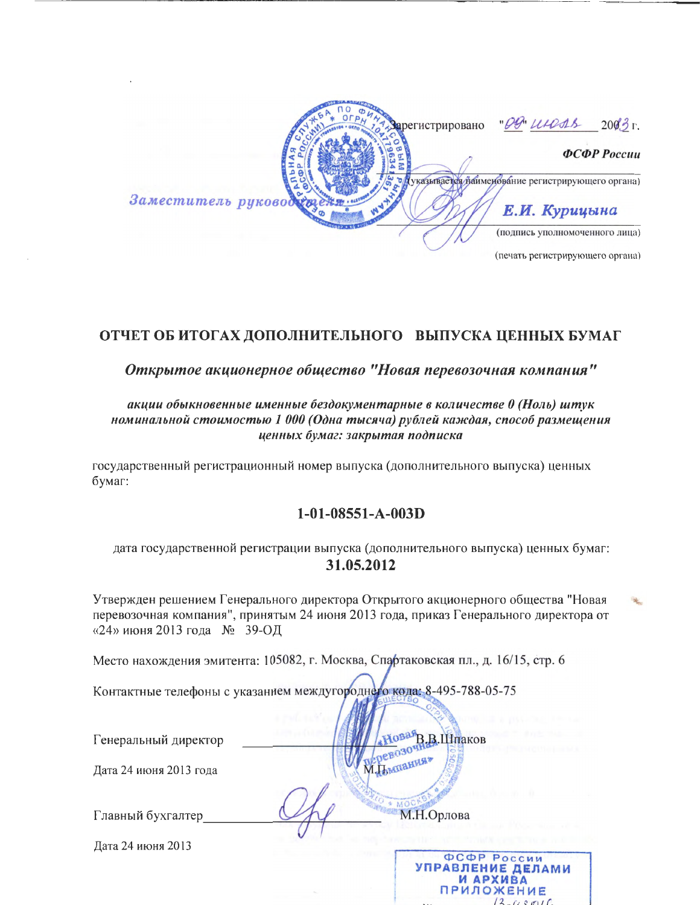Зарегистрировано "09" июля 2013 г.

**ФСФР России**

(указывается наименование регистрирующего органа)

Заместитель руководителя **Е.И. Курицына**

(подпись уполномоченного лица)

(печать регистрирующего органа)

## ОТЧЕТ ОБ ИТОГАХ ДОПОЛНИТЕЛЬНОГО ВЫПУСКА ЦЕННЫХ БУМАГ

***Открытое акционерное общество "Новая перевозочная компания"***

***акции обыкновенные именные бездокументарные в количестве 0 (Ноль) штук номинальной стоимостью 1 000 (Одна тысяча) рублей каждая, способ размещения ценных бумаг: закрытая подписка***

государственный регистрационный номер выпуска (дополнительного выпуска) ценных бумаг:

**1-01-08551-A-003D**

дата государственной регистрации выпуска (дополнительного выпуска) ценных бумаг:

**31.05.2012**

Утвержден решением Генерального директора Открытого акционерного общества "Новая перевозочная компания", принятым 24 июня 2013 года, приказ Генерального директора от «24» июня 2013 года № 39-ОД

Место нахождения эмитента: 105082, г. Москва, Спартаковская пл., д. 16/15, стр. 6

Контактные телефоны с указанием междугороднего кода: 8-495-788-05-75

Генеральный директор ______________ В.В.Шпаков

Дата 24 июня 2013 года М.П.

Главный бухгалтер______________ М.Н.Орлова

Дата 24 июня 2013

ФСФР России
УПРАВЛЕНИЕ ДЕЛАМИ
И АРХИВА
ПРИЛОЖЕНИЕ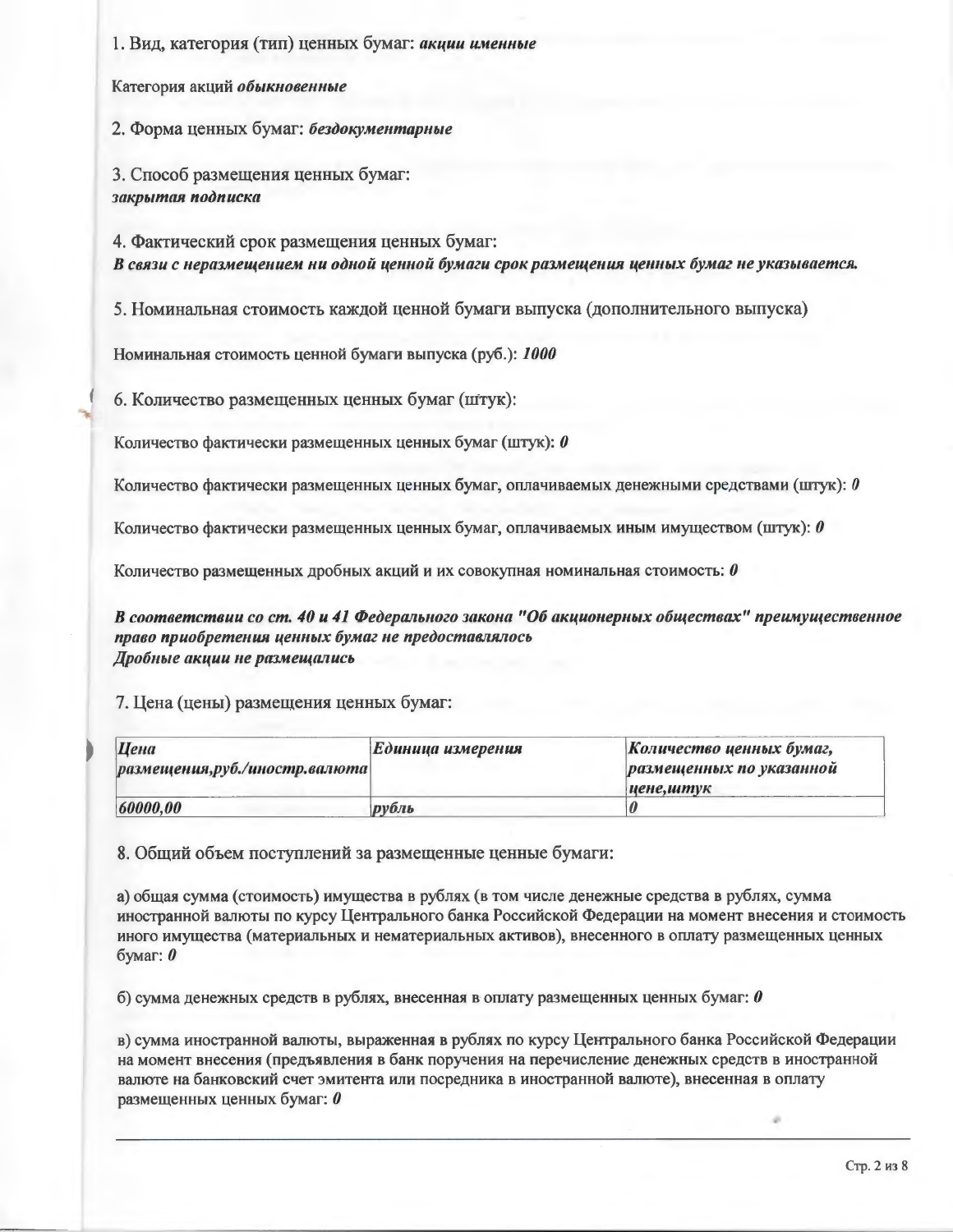1. Вид, категория (тип) ценных бумаг: ***акции именные***

Категория акций ***обыкновенные***

2. Форма ценных бумаг: ***бездокументарные***

3. Способ размещения ценных бумаг:
***закрытая подписка***

4. Фактический срок размещения ценных бумаг:
***В связи с неразмещением ни одной ценной бумаги срок размещения ценных бумаг не указывается.***

5. Номинальная стоимость каждой ценной бумаги выпуска (дополнительного выпуска)

Номинальная стоимость ценной бумаги выпуска (руб.): ***1000***

6. Количество размещенных ценных бумаг (штук):

Количество фактически размещенных ценных бумаг (штук): ***0***

Количество фактически размещенных ценных бумаг, оплачиваемых денежными средствами (штук): ***0***

Количество фактически размещенных ценных бумаг, оплачиваемых иным имуществом (штук): ***0***

Количество размещенных дробных акций и их совокупная номинальная стоимость: ***0***

***В соответствии со ст. 40 и 41 Федерального закона "Об акционерных обществах" преимущественное право приобретения ценных бумаг не предоставлялось***
***Дробные акции не размещались***

7. Цена (цены) размещения ценных бумаг:

| *Цена размещения,руб./иностр.валюта* | *Единица измерения* | *Количество ценных бумаг, размещенных по указанной цене,штук* |
|---|---|---|
| *60000,00* | *рубль* | *0* |

8. Общий объем поступлений за размещенные ценные бумаги:

а) общая сумма (стоимость) имущества в рублях (в том числе денежные средства в рублях, сумма иностранной валюты по курсу Центрального банка Российской Федерации на момент внесения и стоимость иного имущества (материальных и нематериальных активов), внесенного в оплату размещенных ценных бумаг: ***0***

б) сумма денежных средств в рублях, внесенная в оплату размещенных ценных бумаг: ***0***

в) сумма иностранной валюты, выраженная в рублях по курсу Центрального банка Российской Федерации на момент внесения (предъявления в банк поручения на перечисление денежных средств в иностранной валюте на банковский счет эмитента или посредника в иностранной валюте), внесенная в оплату размещенных ценных бумаг: ***0***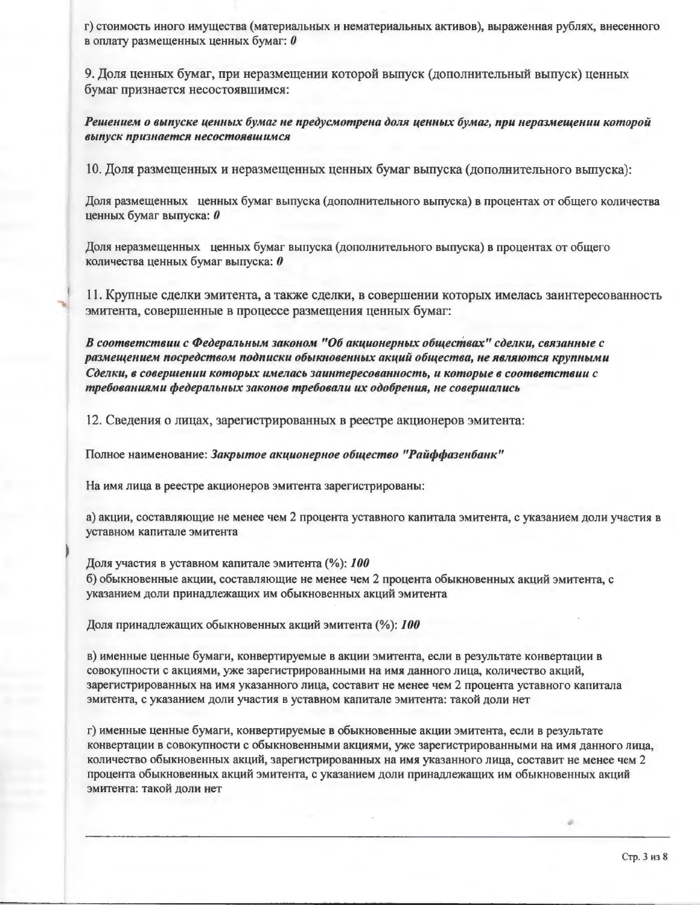г) стоимость иного имущества (материальных и нематериальных активов), выраженная рублях, внесенного в оплату размещенных ценных бумаг: ***0***

9. Доля ценных бумаг, при неразмещении которой выпуск (дополнительный выпуск) ценных бумаг признается несостоявшимся:

***Решением о выпуске ценных бумаг не предусмотрена доля ценных бумаг, при неразмещении которой выпуск признается несостоявшимся***

10. Доля размещенных и неразмещенных ценных бумаг выпуска (дополнительного выпуска):

Доля размещенных ценных бумаг выпуска (дополнительного выпуска) в процентах от общего количества ценных бумаг выпуска: ***0***

Доля неразмещенных ценных бумаг выпуска (дополнительного выпуска) в процентах от общего количества ценных бумаг выпуска: ***0***

11. Крупные сделки эмитента, а также сделки, в совершении которых имелась заинтересованность эмитента, совершенные в процессе размещения ценных бумаг:

***В соответствии с Федеральным законом "Об акционерных обществах" сделки, связанные с размещением посредством подписки обыкновенных акций общества, не являются крупными Сделки, в совершении которых имелась заинтересованность, и которые в соответствии с требованиями федеральных законов требовали их одобрения, не совершались***

12. Сведения о лицах, зарегистрированных в реестре акционеров эмитента:

Полное наименование: ***Закрытое акционерное общество "Райффазенбанк"***

На имя лица в реестре акционеров эмитента зарегистрированы:

а) акции, составляющие не менее чем 2 процента уставного капитала эмитента, с указанием доли участия в уставном капитале эмитента

Доля участия в уставном капитале эмитента (%): ***100***

б) обыкновенные акции, составляющие не менее чем 2 процента обыкновенных акций эмитента, с указанием доли принадлежащих им обыкновенных акций эмитента

Доля принадлежащих обыкновенных акций эмитента (%): ***100***

в) именные ценные бумаги, конвертируемые в акции эмитента, если в результате конвертации в совокупности с акциями, уже зарегистрированными на имя данного лица, количество акций, зарегистрированных на имя указанного лица, составит не менее чем 2 процента уставного капитала эмитента, с указанием доли участия в уставном капитале эмитента: такой доли нет

г) именные ценные бумаги, конвертируемые в обыкновенные акции эмитента, если в результате конвертации в совокупности с обыкновенными акциями, уже зарегистрированными на имя данного лица, количество обыкновенных акций, зарегистрированных на имя указанного лица, составит не менее чем 2 процента обыкновенных акций эмитента, с указанием доли принадлежащих им обыкновенных акций эмитента: такой доли нет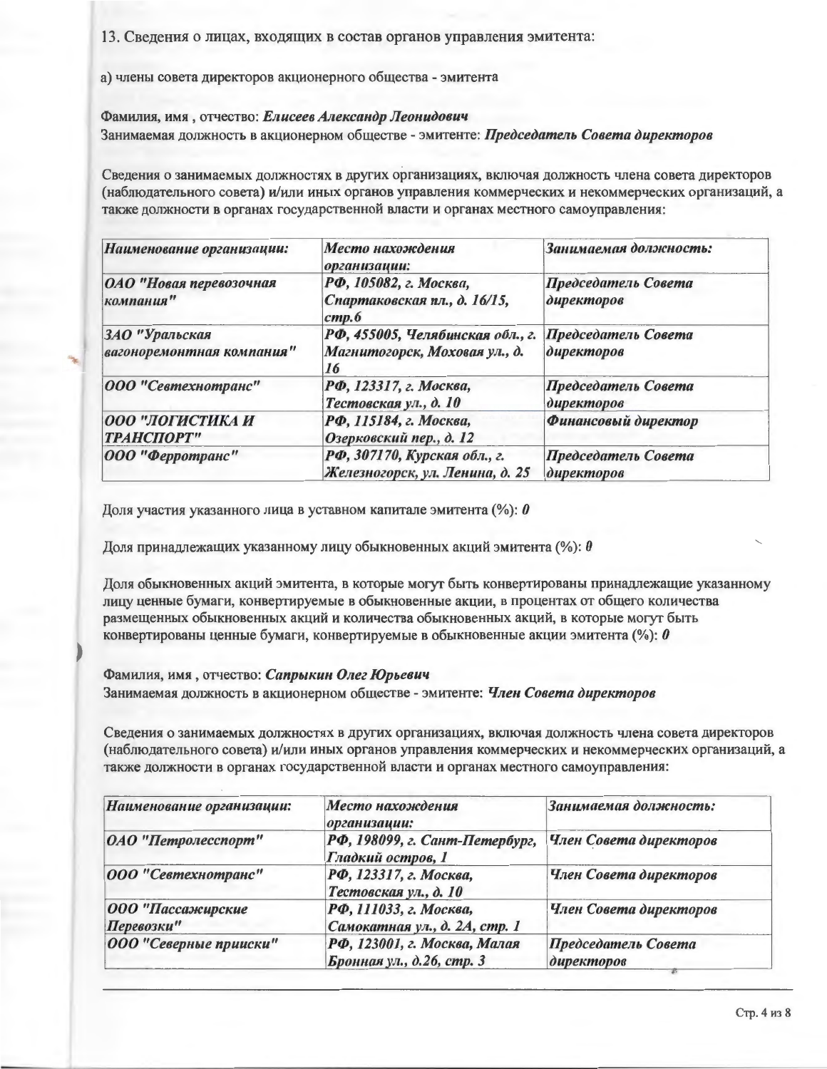13. Сведения о лицах, входящих в состав органов управления эмитента:

а) члены совета директоров акционерного общества - эмитента

Фамилия, имя , отчество: ***Елисеев Александр Леонидович***
Занимаемая должность в акционерном обществе - эмитенте: ***Председатель Совета директоров***

Сведения о занимаемых должностях в других организациях, включая должность члена совета директоров (наблюдательного совета) и/или иных органов управления коммерческих и некоммерческих организаций, а также должности в органах государственной власти и органах местного самоуправления:

| *Наименование организации:* | *Место нахождения организации:* | *Занимаемая должность:* |
|---|---|---|
| ***ОАО "Новая перевозочная компания"*** | ***РФ, 105082, г. Москва, Спартаковская пл., д. 16/15, стр.6*** | ***Председатель Совета директоров*** |
| ***ЗАО "Уральская вагоноремонтная компания"*** | ***РФ, 455005, Челябинская обл., г. Магнитогорск, Моховая ул., д. 16*** | ***Председатель Совета директоров*** |
| ***ООО "Севтехнотранс"*** | ***РФ, 123317, г. Москва, Тестовская ул., д. 10*** | ***Председатель Совета директоров*** |
| ***ООО "ЛОГИСТИКА И ТРАНСПОРТ"*** | ***РФ, 115184, г. Москва, Озерковский пер., д. 12*** | ***Финансовый директор*** |
| ***ООО "Ферротранс"*** | ***РФ, 307170, Курская обл., г. Железногорск, ул. Ленина, д. 25*** | ***Председатель Совета директоров*** |

Доля участия указанного лица в уставном капитале эмитента (%): ***0***

Доля принадлежащих указанному лицу обыкновенных акций эмитента (%): ***0***

Доля обыкновенных акций эмитента, в которые могут быть конвертированы принадлежащие указанному лицу ценные бумаги, конвертируемые в обыкновенные акции, в процентах от общего количества размещенных обыкновенных акций и количества обыкновенных акций, в которые могут быть конвертированы ценные бумаги, конвертируемые в обыкновенные акции эмитента (%): ***0***

Фамилия, имя , отчество: ***Сапрыкин Олег Юрьевич***
Занимаемая должность в акционерном обществе - эмитенте: ***Член Совета директоров***

Сведения о занимаемых должностях в других организациях, включая должность члена совета директоров (наблюдательного совета) и/или иных органов управления коммерческих и некоммерческих организаций, а также должности в органах государственной власти и органах местного самоуправления:

| *Наименование организации:* | *Место нахождения организации:* | *Занимаемая должность:* |
|---|---|---|
| ***ОАО "Петролесспорт"*** | ***РФ, 198099, г. Сант-Петербург, Гладкий остров, 1*** | ***Член Совета директоров*** |
| ***ООО "Севтехнотранс"*** | ***РФ, 123317, г. Москва, Тестовская ул., д. 10*** | ***Член Совета директоров*** |
| ***ООО "Пассажирские Перевозки"*** | ***РФ, 111033, г. Москва, Самокатная ул., д. 2А, стр. 1*** | ***Член Совета директоров*** |
| ***ООО "Северные прииски"*** | ***РФ, 123001, г. Москва, Малая Бронная ул., д.26, стр. 3*** | ***Председатель Совета директоров*** |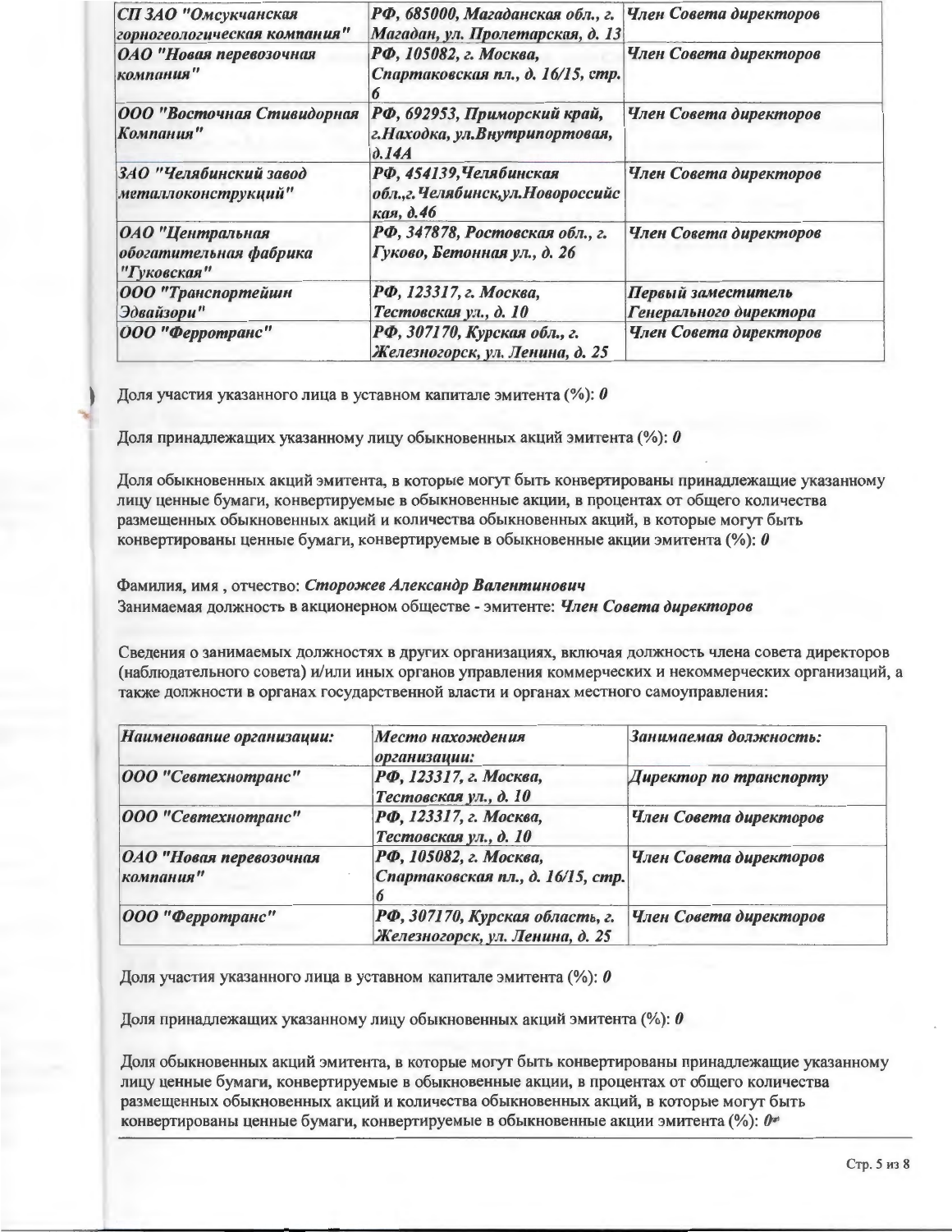| | | |
|---|---|---|
| ***СП ЗАО "Омсукчанская горногеологическая компания"*** | ***РФ, 685000, Магаданская обл., г. Магадан, ул. Пролетарская, д. 13*** | ***Член Совета директоров*** |
| ***ОАО "Новая перевозочная компания"*** | ***РФ, 105082, г. Москва, Спартаковская пл., д. 16/15, стр. 6*** | ***Член Совета директоров*** |
| ***ООО "Восточная Стивидорная Компания"*** | ***РФ, 692953, Приморский край, г.Находка, ул.Внутрипортовая, д.14А*** | ***Член Совета директоров*** |
| ***ЗАО "Челябинский завод металлоконструкций"*** | ***РФ, 454139,Челябинская обл.,г.Челябинск,ул.Новороссийская, д.46*** | ***Член Совета директоров*** |
| ***ОАО "Центральная обогатительная фабрика "Гуковская"*** | ***РФ, 347878, Ростовская обл., г. Гуково, Бетонная ул., д. 26*** | ***Член Совета директоров*** |
| ***ООО "Транспортейшн Эдвайзори"*** | ***РФ, 123317, г. Москва, Тестовская ул., д. 10*** | ***Первый заместитель Генерального директора*** |
| ***ООО "Ферротранс"*** | ***РФ, 307170, Курская обл., г. Железногорск, ул. Ленина, д. 25*** | ***Член Совета директоров*** |

Доля участия указанного лица в уставном капитале эмитента (%): ***0***

Доля принадлежащих указанному лицу обыкновенных акций эмитента (%): ***0***

Доля обыкновенных акций эмитента, в которые могут быть конвертированы принадлежащие указанному лицу ценные бумаги, конвертируемые в обыкновенные акции, в процентах от общего количества размещенных обыкновенных акций и количества обыкновенных акций, в которые могут быть конвертированы ценные бумаги, конвертируемые в обыкновенные акции эмитента (%): ***0***

Фамилия, имя , отчество: ***Сторожев Александр Валентинович***
Занимаемая должность в акционерном обществе - эмитенте: ***Член Совета директоров***

Сведения о занимаемых должностях в других организациях, включая должность члена совета директоров (наблюдательного совета) и/или иных органов управления коммерческих и некоммерческих организаций, а также должности в органах государственной власти и органах местного самоуправления:

| *Наименование организации:* | *Место нахождения организации:* | *Занимаемая должность:* |
|---|---|---|
| ***ООО "Севтехнотранс"*** | ***РФ, 123317, г. Москва, Тестовская ул., д. 10*** | ***Директор по транспорту*** |
| ***ООО "Севтехнотранс"*** | ***РФ, 123317, г. Москва, Тестовская ул., д. 10*** | ***Член Совета директоров*** |
| ***ОАО "Новая перевозочная компания"*** | ***РФ, 105082, г. Москва, Спартаковская пл., д. 16/15, стр. 6*** | ***Член Совета директоров*** |
| ***ООО "Ферротранс"*** | ***РФ, 307170, Курская область, г. Железногорск, ул. Ленина, д. 25*** | ***Член Совета директоров*** |

Доля участия указанного лица в уставном капитале эмитента (%): ***0***

Доля принадлежащих указанному лицу обыкновенных акций эмитента (%): ***0***

Доля обыкновенных акций эмитента, в которые могут быть конвертированы принадлежащие указанному лицу ценные бумаги, конвертируемые в обыкновенные акции, в процентах от общего количества размещенных обыкновенных акций и количества обыкновенных акций, в которые могут быть конвертированы ценные бумаги, конвертируемые в обыкновенные акции эмитента (%): ***0***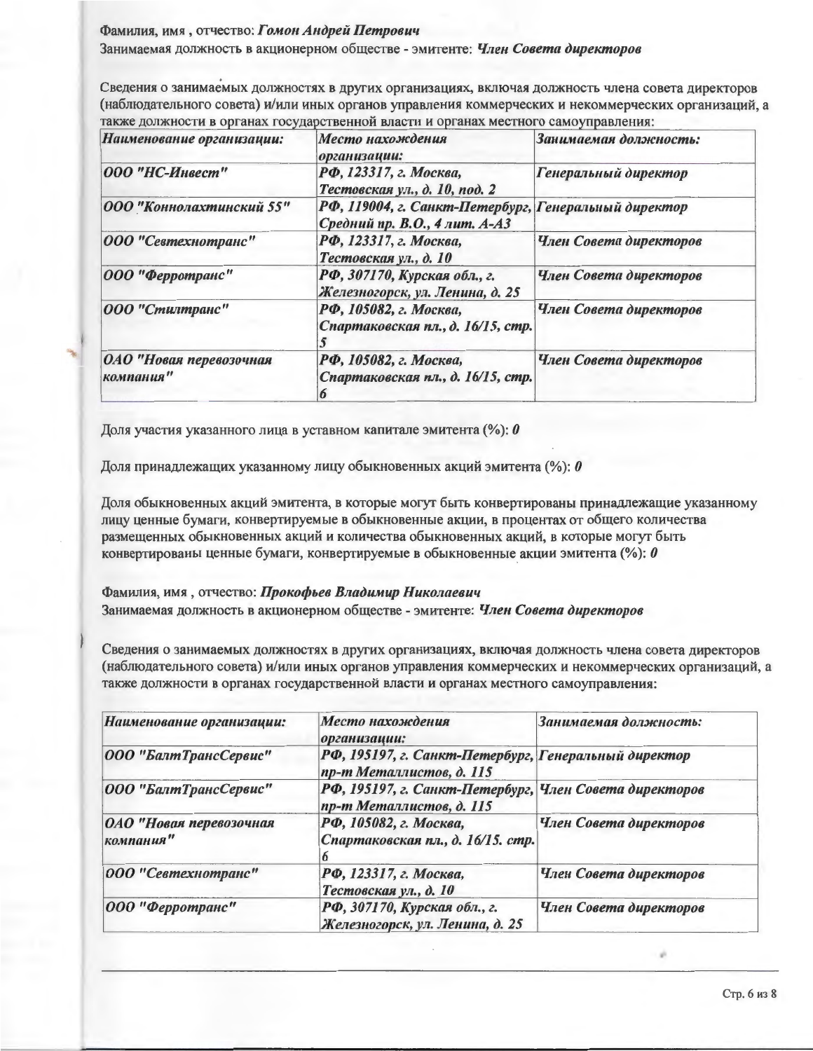Фамилия, имя , отчество: ***Гомон Андрей Петрович***

Занимаемая должность в акционерном обществе - эмитенте: ***Член Совета директоров***

Сведения о занимаемых должностях в других организациях, включая должность члена совета директоров (наблюдательного совета) и/или иных органов управления коммерческих и некоммерческих организаций, а также должности в органах государственной власти и органах местного самоуправления:

| *Наименование организации:* | *Место нахождения организации:* | *Занимаемая должность:* |
|---|---|---|
| ***ООО "НС-Инвест"*** | ***РФ, 123317, г. Москва, Тестовская ул., д. 10, под. 2*** | ***Генеральный директор*** |
| ***ООО "Коннолахтинский 55"*** | ***РФ, 119004, г. Санкт-Петербург, Средний пр. В.О., 4 лит. А-А3*** | ***Генеральный директор*** |
| ***ООО "Севтехнотранс"*** | ***РФ, 123317, г. Москва, Тестовская ул., д. 10*** | ***Член Совета директоров*** |
| ***ООО "Ферротранс"*** | ***РФ, 307170, Курская обл., г. Железногорск, ул. Ленина, д. 25*** | ***Член Совета директоров*** |
| ***ООО "Стилтранс"*** | ***РФ, 105082, г. Москва, Спартаковская пл., д. 16/15, стр. 5*** | ***Член Совета директоров*** |
| ***ОАО "Новая перевозочная компания"*** | ***РФ, 105082, г. Москва, Спартаковская пл., д. 16/15, стр. 6*** | ***Член Совета директоров*** |

Доля участия указанного лица в уставном капитале эмитента (%): ***0***

Доля принадлежащих указанному лицу обыкновенных акций эмитента (%): ***0***

Доля обыкновенных акций эмитента, в которые могут быть конвертированы принадлежащие указанному лицу ценные бумаги, конвертируемые в обыкновенные акции, в процентах от общего количества размещенных обыкновенных акций и количества обыкновенных акций, в которые могут быть конвертированы ценные бумаги, конвертируемые в обыкновенные акции эмитента (%): ***0***

Фамилия, имя , отчество: ***Прокофьев Владимир Николаевич***

Занимаемая должность в акционерном обществе - эмитенте: ***Член Совета директоров***

Сведения о занимаемых должностях в других организациях, включая должность члена совета директоров (наблюдательного совета) и/или иных органов управления коммерческих и некоммерческих организаций, а также должности в органах государственной власти и органах местного самоуправления:

| *Наименование организации:* | *Место нахождения организации:* | *Занимаемая должность:* |
|---|---|---|
| ***ООО "БалтТрансСервис"*** | ***РФ, 195197, г. Санкт-Петербург, пр-т Металлистов, д. 115*** | ***Генеральный директор*** |
| ***ООО "БалтТрансСервис"*** | ***РФ, 195197, г. Санкт-Петербург, пр-т Металлистов, д. 115*** | ***Член Совета директоров*** |
| ***ОАО "Новая перевозочная компания"*** | ***РФ, 105082, г. Москва, Спартаковская пл., д. 16/15. стр. 6*** | ***Член Совета директоров*** |
| ***ООО "Севтехнотранс"*** | ***РФ, 123317, г. Москва, Тестовская ул., д. 10*** | ***Член Совета директоров*** |
| ***ООО "Ферротранс"*** | ***РФ, 307170, Курская обл., г. Железногорск, ул. Ленина, д. 25*** | ***Член Совета директоров*** |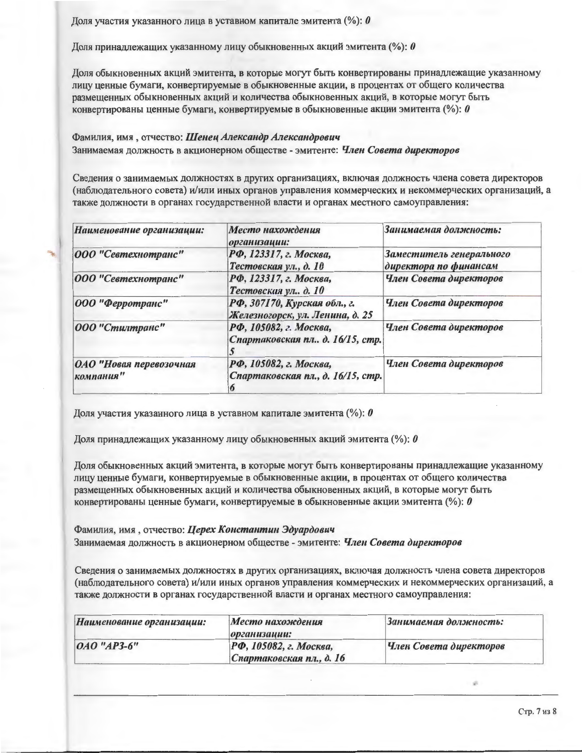Доля участия указанного лица в уставном капитале эмитента (%): ***0***

Доля принадлежащих указанному лицу обыкновенных акций эмитента (%): ***0***

Доля обыкновенных акций эмитента, в которые могут быть конвертированы принадлежащие указанному лицу ценные бумаги, конвертируемые в обыкновенные акции, в процентах от общего количества размещенных обыкновенных акций и количества обыкновенных акций, в которые могут быть конвертированы ценные бумаги, конвертируемые в обыкновенные акции эмитента (%): ***0***

Фамилия, имя , отчество: ***Шенец Александр Александрович***
Занимаемая должность в акционерном обществе - эмитенте: ***Член Совета директоров***

Сведения о занимаемых должностях в других организациях, включая должность члена совета директоров (наблюдательного совета) и/или иных органов управления коммерческих и некоммерческих организаций, а также должности в органах государственной власти и органах местного самоуправления:

| *Наименование организации:* | *Место нахождения организации:* | *Занимаемая должность:* |
|---|---|---|
| ***ООО "Севтехнотранс"*** | ***РФ, 123317, г. Москва, Тестовская ул., д. 10*** | ***Заместитель генерального директора по финансам*** |
| ***ООО "Севтехнотранс"*** | ***РФ, 123317, г. Москва, Тестовская ул.. д. 10*** | ***Член Совета директоров*** |
| ***ООО "Ферротранс"*** | ***РФ, 307170, Курская обл., г. Железногорск, ул. Ленина, д. 25*** | ***Член Совета директоров*** |
| ***ООО "Стилтранс"*** | ***РФ, 105082, г. Москва, Спартаковская пл.. д. 16/15, стр. 5*** | ***Член Совета директоров*** |
| ***ОАО "Новая перевозочная компания"*** | ***РФ, 105082, г. Москва, Спартаковская пл., д. 16/15, стр. 6*** | ***Член Совета директоров*** |

Доля участия указанного лица в уставном капитале эмитента (%): ***0***

Доля принадлежащих указанному лицу обыкновенных акций эмитента (%): ***0***

Доля обыкновенных акций эмитента, в которые могут быть конвертированы принадлежащие указанному лицу ценные бумаги, конвертируемые в обыкновенные акции, в процентах от общего количества размещенных обыкновенных акций и количества обыкновенных акций, в которые могут быть конвертированы ценные бумаги, конвертируемые в обыкновенные акции эмитента (%): ***0***

Фамилия, имя , отчество: ***Церех Константин Эдуардович***
Занимаемая должность в акционерном обществе - эмитенте: ***Член Совета директоров***

Сведения о занимаемых должностях в других организациях, включая должность члена совета директоров (наблюдательного совета) и/или иных органов управления коммерческих и некоммерческих организаций, а также должности в органах государственной власти и органах местного самоуправления:

| *Наименование организации:* | *Место нахождения организации:* | *Занимаемая должность:* |
|---|---|---|
| ***ОАО "АРЗ-6"*** | ***РФ, 105082, г. Москва, Спартаковская пл., д. 16*** | ***Член Совета директоров*** |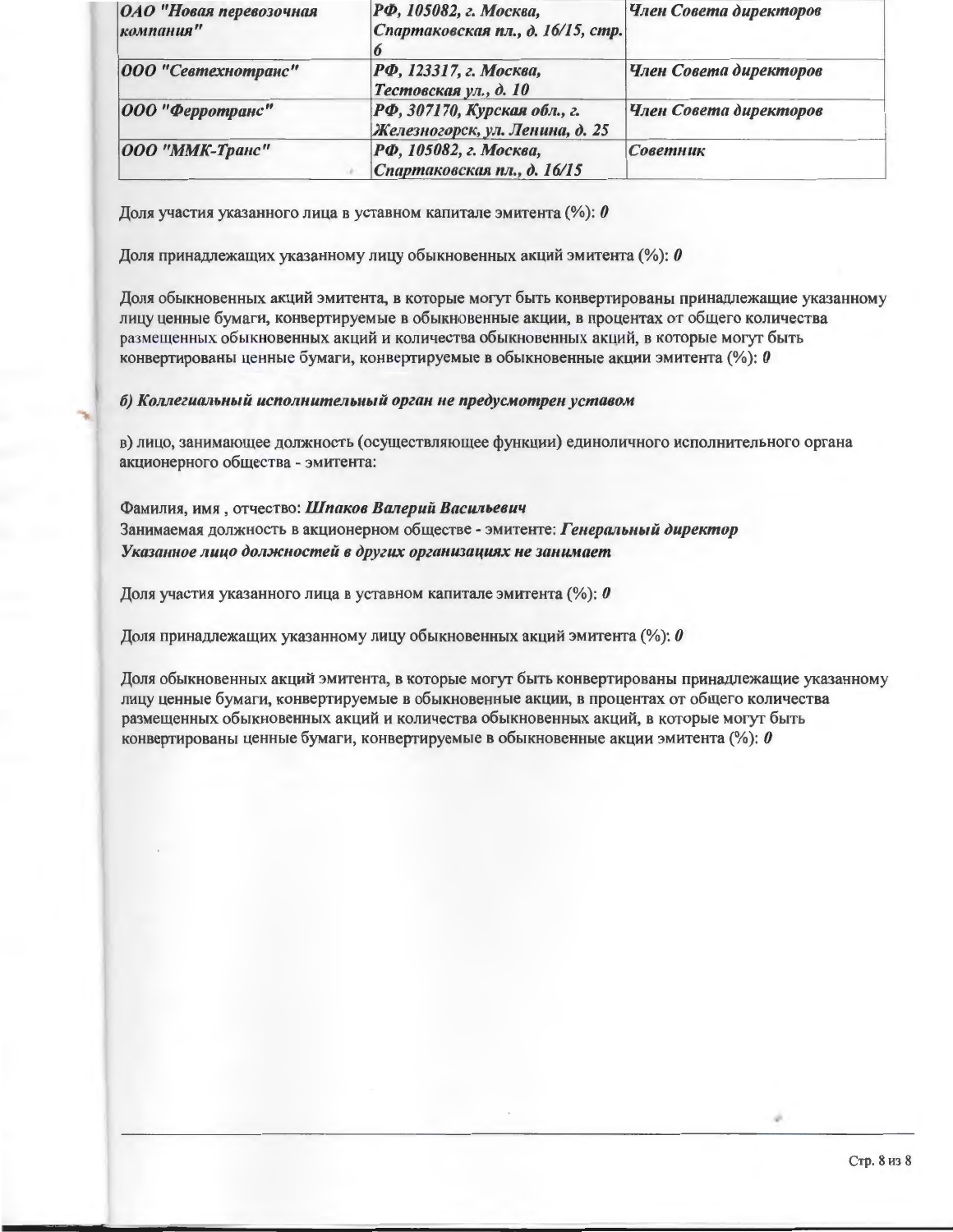| *ОАО "Новая перевозочная компания"* | *РФ, 105082, г. Москва, Спартаковская пл., д. 16/15, стр. 6* | *Член Совета директоров* |
|---|---|---|
| *ООО "Севтехнотранс"* | *РФ, 123317, г. Москва, Тестовская ул., д. 10* | *Член Совета директоров* |
| *ООО "Ферротранс"* | *РФ, 307170, Курская обл., г. Железногорск, ул. Ленина, д. 25* | *Член Совета директоров* |
| *ООО "ММК-Транс"* | *РФ, 105082, г. Москва, Спартаковская пл., д. 16/15* | *Советник* |

Доля участия указанного лица в уставном капитале эмитента (%): ***0***

Доля принадлежащих указанному лицу обыкновенных акций эмитента (%): ***0***

Доля обыкновенных акций эмитента, в которые могут быть конвертированы принадлежащие указанному лицу ценные бумаги, конвертируемые в обыкновенные акции, в процентах от общего количества размещенных обыкновенных акций и количества обыкновенных акций, в которые могут быть конвертированы ценные бумаги, конвертируемые в обыкновенные акции эмитента (%): ***0***

***б) Коллегиальный исполнительный орган не предусмотрен уставом***

в) лицо, занимающее должность (осуществляющее функции) единоличного исполнительного органа акционерного общества - эмитента:

Фамилия, имя , отчество: ***Шпаков Валерий Васильевич***
Занимаемая должность в акционерном обществе - эмитенте: ***Генеральный директор***
***Указанное лицо должностей в других организациях не занимает***

Доля участия указанного лица в уставном капитале эмитента (%): ***0***

Доля принадлежащих указанному лицу обыкновенных акций эмитента (%): ***0***

Доля обыкновенных акций эмитента, в которые могут быть конвертированы принадлежащие указанному лицу ценные бумаги, конвертируемые в обыкновенные акции, в процентах от общего количества размещенных обыкновенных акций и количества обыкновенных акций, в которые могут быть конвертированы ценные бумаги, конвертируемые в обыкновенные акции эмитента (%): ***0***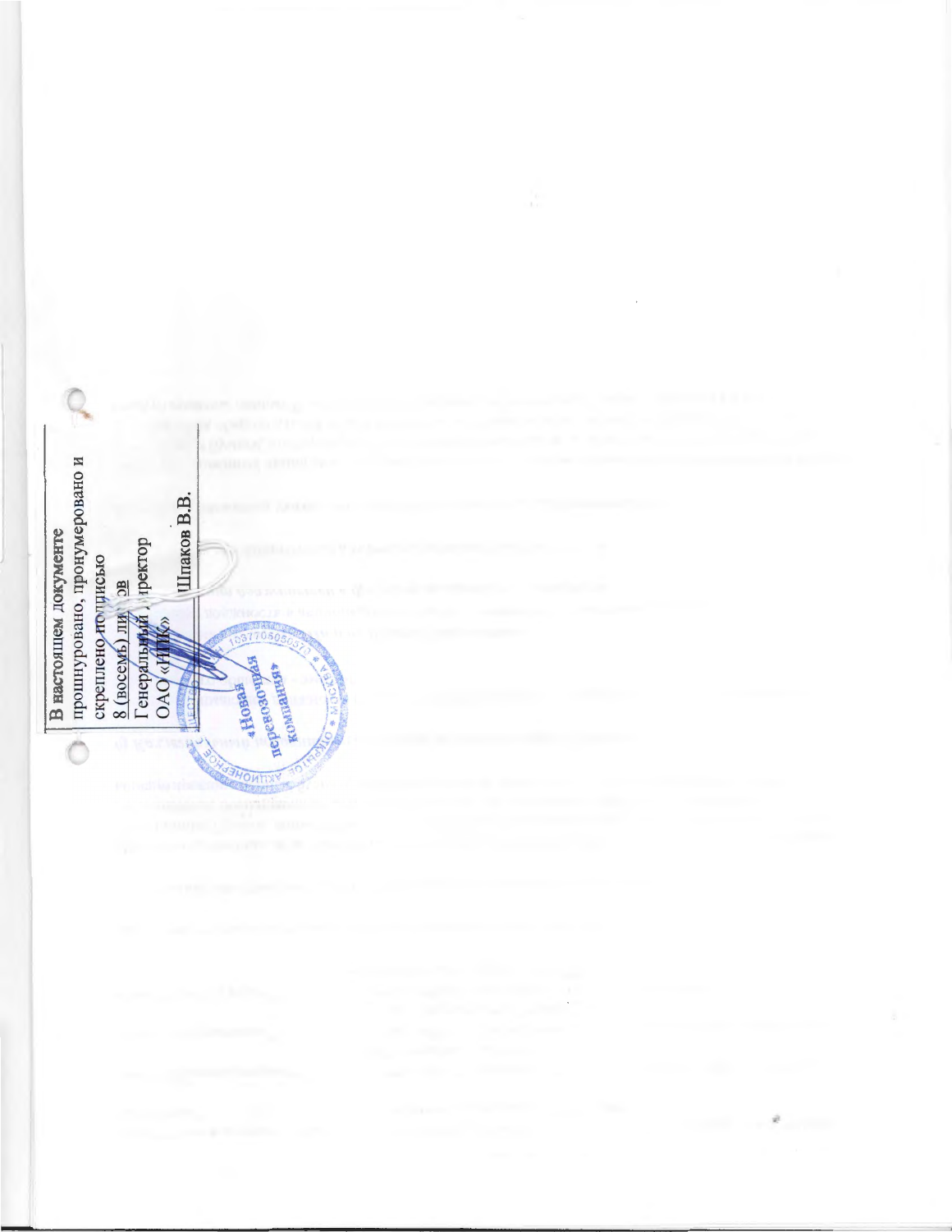В настоящем документе прошнуровано, пронумеровано и скреплено подписью 8 (восемь) листов
Генеральный директор ОАО «НПК» Шпаков В.В.